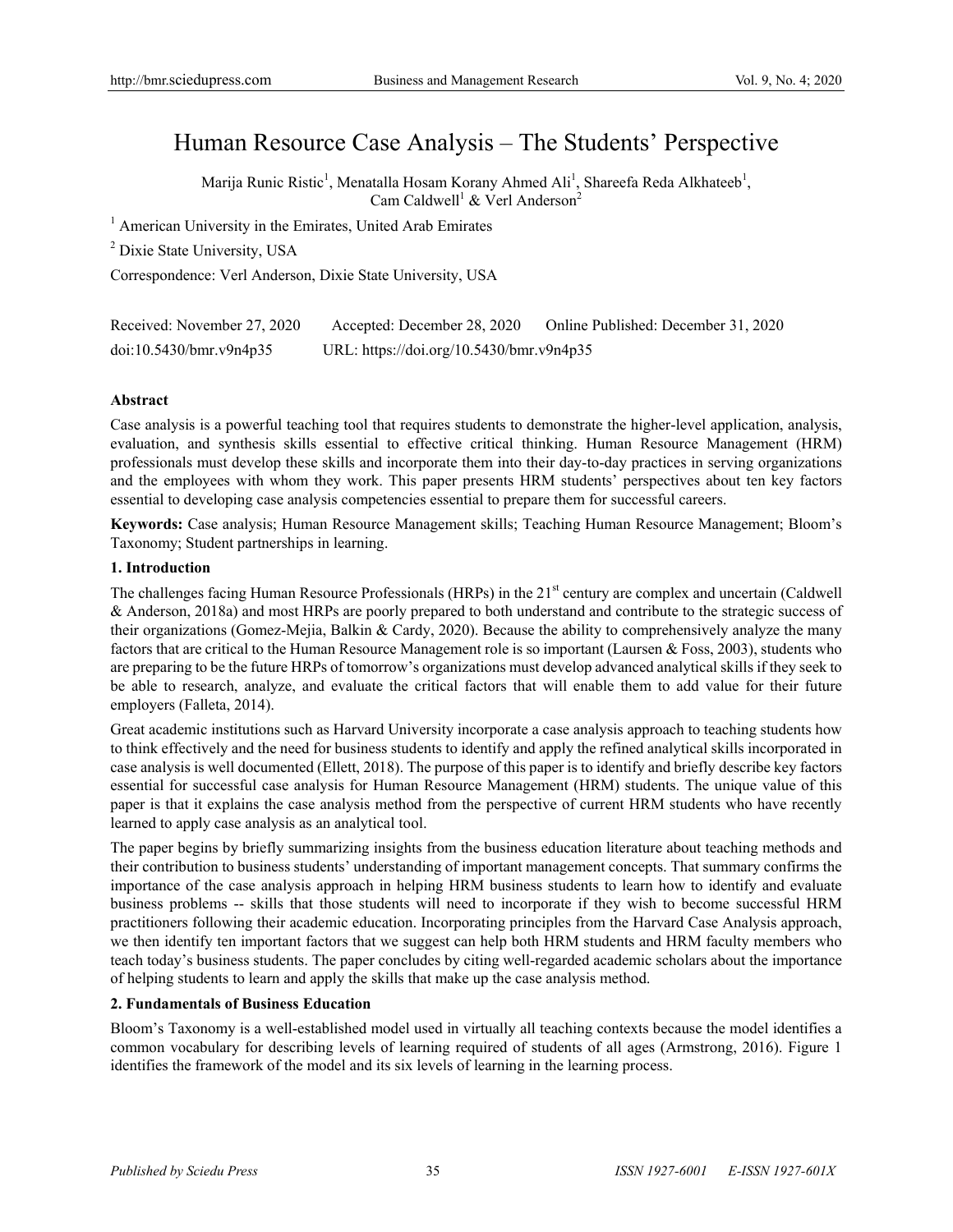# Human Resource Case Analysis – The Students' Perspective

Marija Runic Ristic[1], Menatalla Hosam Korany Ahmed Ali[1], Shareefa Reda Alkhateeb[1], Cam Caldwell[1] & Verl Anderson[2]

[1] American University in the Emirates, United Arab Emirates

[2] Dixie State University, USA

Correspondence: Verl Anderson, Dixie State University, USA

Received: November 27, 2020 Accepted: December 28, 2020 Online Published: December 31, 2020

doi:10.5430/bmr.v9n4p35 URL: https://doi.org/10.5430/bmr.v9n4p35

**Abstract**

Case analysis is a powerful teaching tool that requires students to demonstrate the higher-level application, analysis, evaluation, and synthesis skills essential to effective critical thinking. Human Resource Management (HRM) professionals must develop these skills and incorporate them into their day-to-day practices in serving organizations and the employees with whom they work. This paper presents HRM students' perspectives about ten key factors essential to developing case analysis competencies essential to prepare them for successful careers.

**Keywords:** Case analysis; Human Resource Management skills; Teaching Human Resource Management; Bloom's Taxonomy; Student partnerships in learning.

## 1. Introduction

The challenges facing Human Resource Professionals (HRPs) in the 21st century are complex and uncertain (Caldwell & Anderson, 2018a) and most HRPs are poorly prepared to both understand and contribute to the strategic success of their organizations (Gomez-Mejia, Balkin & Cardy, 2020). Because the ability to comprehensively analyze the many factors that are critical to the Human Resource Management role is so important (Laursen & Foss, 2003), students who are preparing to be the future HRPs of tomorrow's organizations must develop advanced analytical skills if they seek to be able to research, analyze, and evaluate the critical factors that will enable them to add value for their future employers (Falleta, 2014).

Great academic institutions such as Harvard University incorporate a case analysis approach to teaching students how to think effectively and the need for business students to identify and apply the refined analytical skills incorporated in case analysis is well documented (Ellett, 2018). The purpose of this paper is to identify and briefly describe key factors essential for successful case analysis for Human Resource Management (HRM) students. The unique value of this paper is that it explains the case analysis method from the perspective of current HRM students who have recently learned to apply case analysis as an analytical tool.

The paper begins by briefly summarizing insights from the business education literature about teaching methods and their contribution to business students' understanding of important management concepts. That summary confirms the importance of the case analysis approach in helping HRM business students to learn how to identify and evaluate business problems -- skills that those students will need to incorporate if they wish to become successful HRM practitioners following their academic education. Incorporating principles from the Harvard Case Analysis approach, we then identify ten important factors that we suggest can help both HRM students and HRM faculty members who teach today's business students. The paper concludes by citing well-regarded academic scholars about the importance of helping students to learn and apply the skills that make up the case analysis method.

## 2. Fundamentals of Business Education

Bloom's Taxonomy is a well-established model used in virtually all teaching contexts because the model identifies a common vocabulary for describing levels of learning required of students of all ages (Armstrong, 2016). Figure 1 identifies the framework of the model and its six levels of learning in the learning process.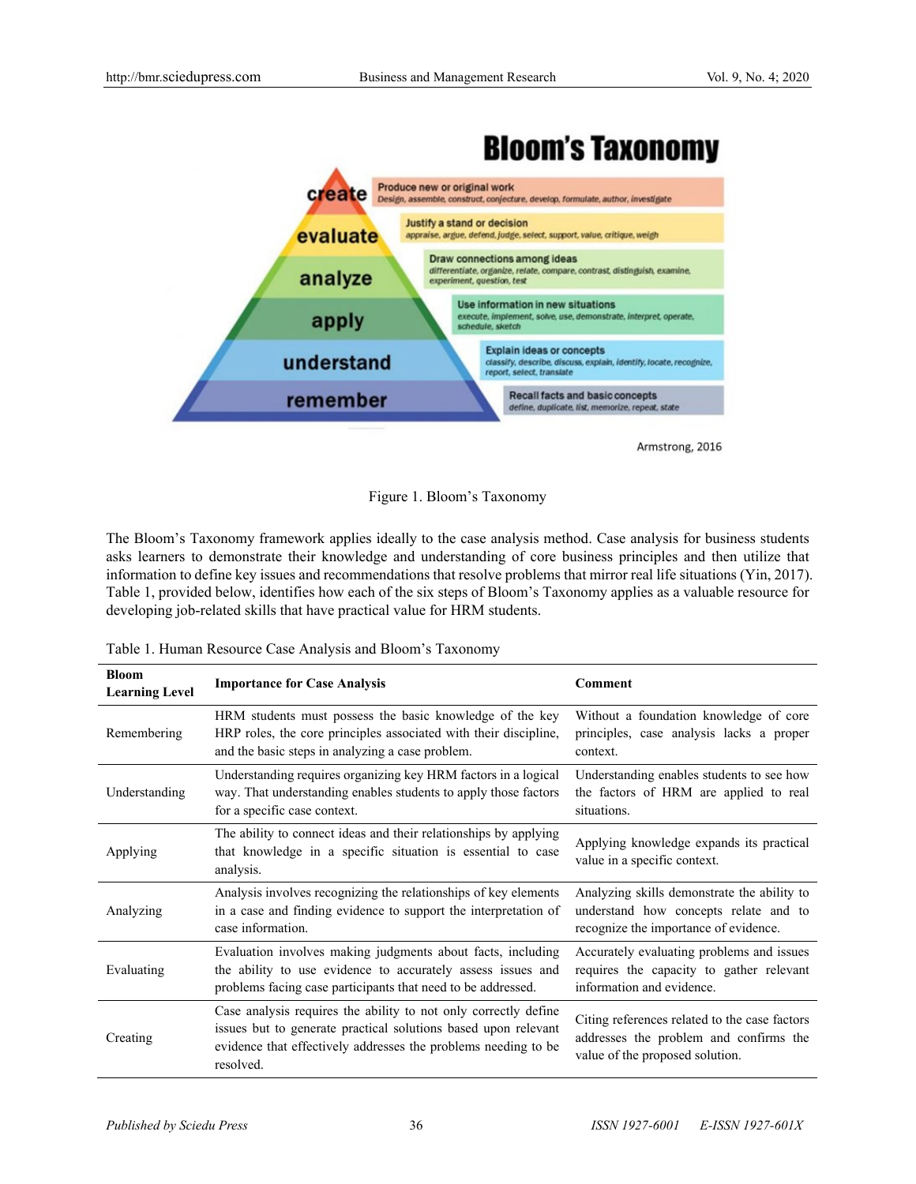Figure 1. Bloom's Taxonomy

The Bloom's Taxonomy framework applies ideally to the case analysis method. Case analysis for business students asks learners to demonstrate their knowledge and understanding of core business principles and then utilize that information to define key issues and recommendations that resolve problems that mirror real life situations (Yin, 2017). Table 1, provided below, identifies how each of the six steps of Bloom's Taxonomy applies as a valuable resource for developing job-related skills that have practical value for HRM students.

Table 1. Human Resource Case Analysis and Bloom's Taxonomy

| Bloom Learning Level | Importance for Case Analysis | Comment |
|---|---|---|
| Remembering | HRM students must possess the basic knowledge of the key HRP roles, the core principles associated with their discipline, and the basic steps in analyzing a case problem. | Without a foundation knowledge of core principles, case analysis lacks a proper context. |
| Understanding | Understanding requires organizing key HRM factors in a logical way. That understanding enables students to apply those factors for a specific case context. | Understanding enables students to see how the factors of HRM are applied to real situations. |
| Applying | The ability to connect ideas and their relationships by applying that knowledge in a specific situation is essential to case analysis. | Applying knowledge expands its practical value in a specific context. |
| Analyzing | Analysis involves recognizing the relationships of key elements in a case and finding evidence to support the interpretation of case information. | Analyzing skills demonstrate the ability to understand how concepts relate and to recognize the importance of evidence. |
| Evaluating | Evaluation involves making judgments about facts, including the ability to use evidence to accurately assess issues and problems facing case participants that need to be addressed. | Accurately evaluating problems and issues requires the capacity to gather relevant information and evidence. |
| Creating | Case analysis requires the ability to not only correctly define issues but to generate practical solutions based upon relevant evidence that effectively addresses the problems needing to be resolved. | Citing references related to the case factors addresses the problem and confirms the value of the proposed solution. |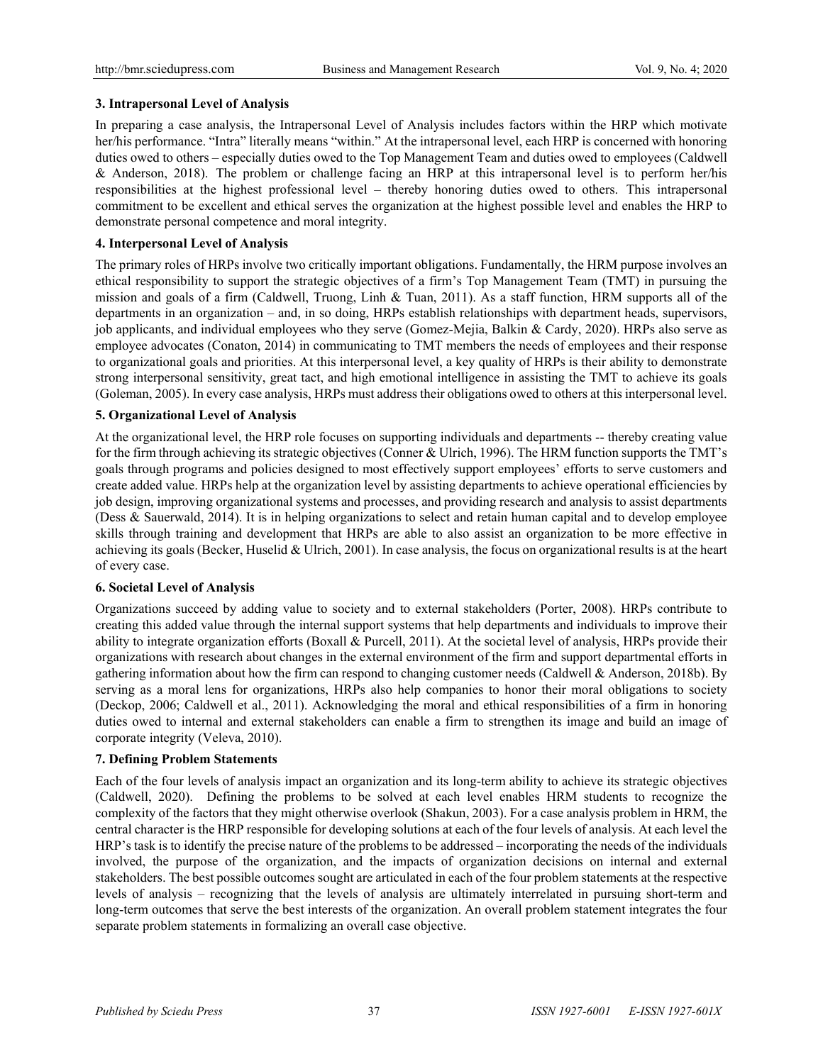### 3. Intrapersonal Level of Analysis

In preparing a case analysis, the Intrapersonal Level of Analysis includes factors within the HRP which motivate her/his performance. "Intra" literally means "within." At the intrapersonal level, each HRP is concerned with honoring duties owed to others – especially duties owed to the Top Management Team and duties owed to employees (Caldwell & Anderson, 2018). The problem or challenge facing an HRP at this intrapersonal level is to perform her/his responsibilities at the highest professional level – thereby honoring duties owed to others. This intrapersonal commitment to be excellent and ethical serves the organization at the highest possible level and enables the HRP to demonstrate personal competence and moral integrity.

### 4. Interpersonal Level of Analysis

The primary roles of HRPs involve two critically important obligations. Fundamentally, the HRM purpose involves an ethical responsibility to support the strategic objectives of a firm's Top Management Team (TMT) in pursuing the mission and goals of a firm (Caldwell, Truong, Linh & Tuan, 2011). As a staff function, HRM supports all of the departments in an organization – and, in so doing, HRPs establish relationships with department heads, supervisors, job applicants, and individual employees who they serve (Gomez-Mejia, Balkin & Cardy, 2020). HRPs also serve as employee advocates (Conaton, 2014) in communicating to TMT members the needs of employees and their response to organizational goals and priorities. At this interpersonal level, a key quality of HRPs is their ability to demonstrate strong interpersonal sensitivity, great tact, and high emotional intelligence in assisting the TMT to achieve its goals (Goleman, 2005). In every case analysis, HRPs must address their obligations owed to others at this interpersonal level.

### 5. Organizational Level of Analysis

At the organizational level, the HRP role focuses on supporting individuals and departments -- thereby creating value for the firm through achieving its strategic objectives (Conner & Ulrich, 1996). The HRM function supports the TMT's goals through programs and policies designed to most effectively support employees' efforts to serve customers and create added value. HRPs help at the organization level by assisting departments to achieve operational efficiencies by job design, improving organizational systems and processes, and providing research and analysis to assist departments (Dess & Sauerwald, 2014). It is in helping organizations to select and retain human capital and to develop employee skills through training and development that HRPs are able to also assist an organization to be more effective in achieving its goals (Becker, Huselid & Ulrich, 2001). In case analysis, the focus on organizational results is at the heart of every case.

### 6. Societal Level of Analysis

Organizations succeed by adding value to society and to external stakeholders (Porter, 2008). HRPs contribute to creating this added value through the internal support systems that help departments and individuals to improve their ability to integrate organization efforts (Boxall & Purcell, 2011). At the societal level of analysis, HRPs provide their organizations with research about changes in the external environment of the firm and support departmental efforts in gathering information about how the firm can respond to changing customer needs (Caldwell & Anderson, 2018b). By serving as a moral lens for organizations, HRPs also help companies to honor their moral obligations to society (Deckop, 2006; Caldwell et al., 2011). Acknowledging the moral and ethical responsibilities of a firm in honoring duties owed to internal and external stakeholders can enable a firm to strengthen its image and build an image of corporate integrity (Veleva, 2010).

### 7. Defining Problem Statements

Each of the four levels of analysis impact an organization and its long-term ability to achieve its strategic objectives (Caldwell, 2020). Defining the problems to be solved at each level enables HRM students to recognize the complexity of the factors that they might otherwise overlook (Shakun, 2003). For a case analysis problem in HRM, the central character is the HRP responsible for developing solutions at each of the four levels of analysis. At each level the HRP's task is to identify the precise nature of the problems to be addressed – incorporating the needs of the individuals involved, the purpose of the organization, and the impacts of organization decisions on internal and external stakeholders. The best possible outcomes sought are articulated in each of the four problem statements at the respective levels of analysis – recognizing that the levels of analysis are ultimately interrelated in pursuing short-term and long-term outcomes that serve the best interests of the organization. An overall problem statement integrates the four separate problem statements in formalizing an overall case objective.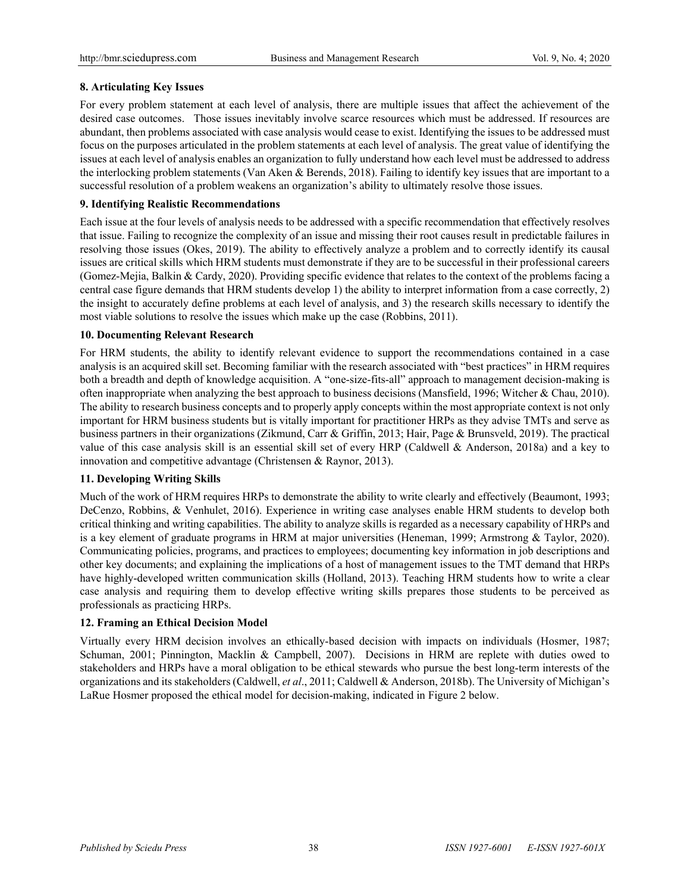### 8. Articulating Key Issues

For every problem statement at each level of analysis, there are multiple issues that affect the achievement of the desired case outcomes. Those issues inevitably involve scarce resources which must be addressed. If resources are abundant, then problems associated with case analysis would cease to exist. Identifying the issues to be addressed must focus on the purposes articulated in the problem statements at each level of analysis. The great value of identifying the issues at each level of analysis enables an organization to fully understand how each level must be addressed to address the interlocking problem statements (Van Aken & Berends, 2018). Failing to identify key issues that are important to a successful resolution of a problem weakens an organization's ability to ultimately resolve those issues.

### 9. Identifying Realistic Recommendations

Each issue at the four levels of analysis needs to be addressed with a specific recommendation that effectively resolves that issue. Failing to recognize the complexity of an issue and missing their root causes result in predictable failures in resolving those issues (Okes, 2019). The ability to effectively analyze a problem and to correctly identify its causal issues are critical skills which HRM students must demonstrate if they are to be successful in their professional careers (Gomez-Mejia, Balkin & Cardy, 2020). Providing specific evidence that relates to the context of the problems facing a central case figure demands that HRM students develop 1) the ability to interpret information from a case correctly, 2) the insight to accurately define problems at each level of analysis, and 3) the research skills necessary to identify the most viable solutions to resolve the issues which make up the case (Robbins, 2011).

### 10. Documenting Relevant Research

For HRM students, the ability to identify relevant evidence to support the recommendations contained in a case analysis is an acquired skill set. Becoming familiar with the research associated with "best practices" in HRM requires both a breadth and depth of knowledge acquisition. A "one-size-fits-all" approach to management decision-making is often inappropriate when analyzing the best approach to business decisions (Mansfield, 1996; Witcher & Chau, 2010). The ability to research business concepts and to properly apply concepts within the most appropriate context is not only important for HRM business students but is vitally important for practitioner HRPs as they advise TMTs and serve as business partners in their organizations (Zikmund, Carr & Griffin, 2013; Hair, Page & Brunsveld, 2019). The practical value of this case analysis skill is an essential skill set of every HRP (Caldwell & Anderson, 2018a) and a key to innovation and competitive advantage (Christensen & Raynor, 2013).

### 11. Developing Writing Skills

Much of the work of HRM requires HRPs to demonstrate the ability to write clearly and effectively (Beaumont, 1993; DeCenzo, Robbins, & Venhulet, 2016). Experience in writing case analyses enable HRM students to develop both critical thinking and writing capabilities. The ability to analyze skills is regarded as a necessary capability of HRPs and is a key element of graduate programs in HRM at major universities (Heneman, 1999; Armstrong & Taylor, 2020). Communicating policies, programs, and practices to employees; documenting key information in job descriptions and other key documents; and explaining the implications of a host of management issues to the TMT demand that HRPs have highly-developed written communication skills (Holland, 2013). Teaching HRM students how to write a clear case analysis and requiring them to develop effective writing skills prepares those students to be perceived as professionals as practicing HRPs.

### 12. Framing an Ethical Decision Model

Virtually every HRM decision involves an ethically-based decision with impacts on individuals (Hosmer, 1987; Schuman, 2001; Pinnington, Macklin & Campbell, 2007). Decisions in HRM are replete with duties owed to stakeholders and HRPs have a moral obligation to be ethical stewards who pursue the best long-term interests of the organizations and its stakeholders (Caldwell, *et al*., 2011; Caldwell & Anderson, 2018b). The University of Michigan's LaRue Hosmer proposed the ethical model for decision-making, indicated in Figure 2 below.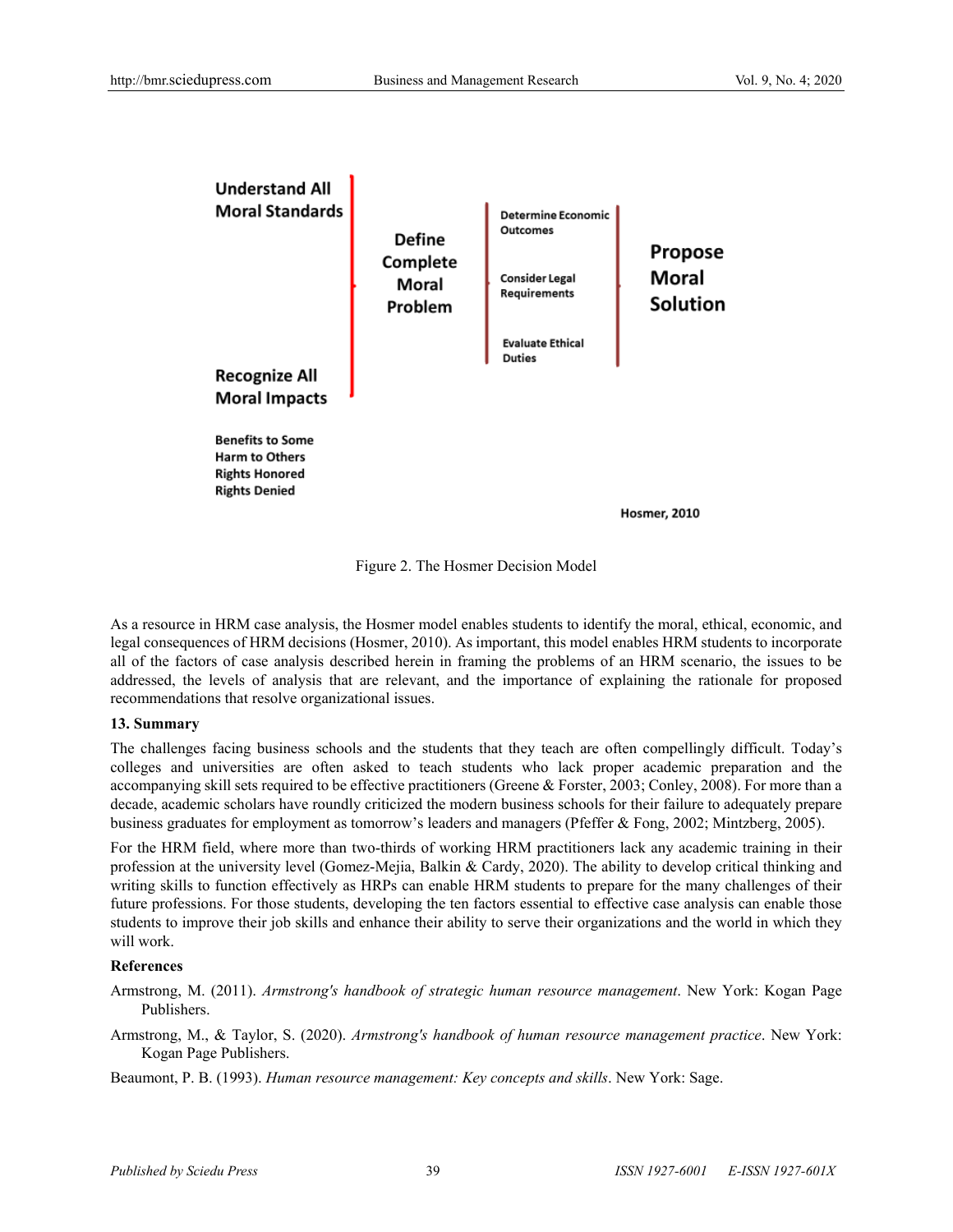Understand All Moral Standards

Recognize All Moral Impacts

Benefits to Some
Harm to Others
Rights Honored
Rights Denied

Define Complete Moral Problem

Determine Economic Outcomes

Consider Legal Requirements

Evaluate Ethical Duties

Propose Moral Solution

Hosmer, 2010

Figure 2. The Hosmer Decision Model

As a resource in HRM case analysis, the Hosmer model enables students to identify the moral, ethical, economic, and legal consequences of HRM decisions (Hosmer, 2010). As important, this model enables HRM students to incorporate all of the factors of case analysis described herein in framing the problems of an HRM scenario, the issues to be addressed, the levels of analysis that are relevant, and the importance of explaining the rationale for proposed recommendations that resolve organizational issues.

### 13. Summary

The challenges facing business schools and the students that they teach are often compellingly difficult. Today's colleges and universities are often asked to teach students who lack proper academic preparation and the accompanying skill sets required to be effective practitioners (Greene & Forster, 2003; Conley, 2008). For more than a decade, academic scholars have roundly criticized the modern business schools for their failure to adequately prepare business graduates for employment as tomorrow's leaders and managers (Pfeffer & Fong, 2002; Mintzberg, 2005).

For the HRM field, where more than two-thirds of working HRM practitioners lack any academic training in their profession at the university level (Gomez-Mejia, Balkin & Cardy, 2020). The ability to develop critical thinking and writing skills to function effectively as HRPs can enable HRM students to prepare for the many challenges of their future professions. For those students, developing the ten factors essential to effective case analysis can enable those students to improve their job skills and enhance their ability to serve their organizations and the world in which they will work.

### References

Armstrong, M. (2011). *Armstrong's handbook of strategic human resource management*. New York: Kogan Page Publishers.

Armstrong, M., & Taylor, S. (2020). *Armstrong's handbook of human resource management practice*. New York: Kogan Page Publishers.

Beaumont, P. B. (1993). *Human resource management: Key concepts and skills*. New York: Sage.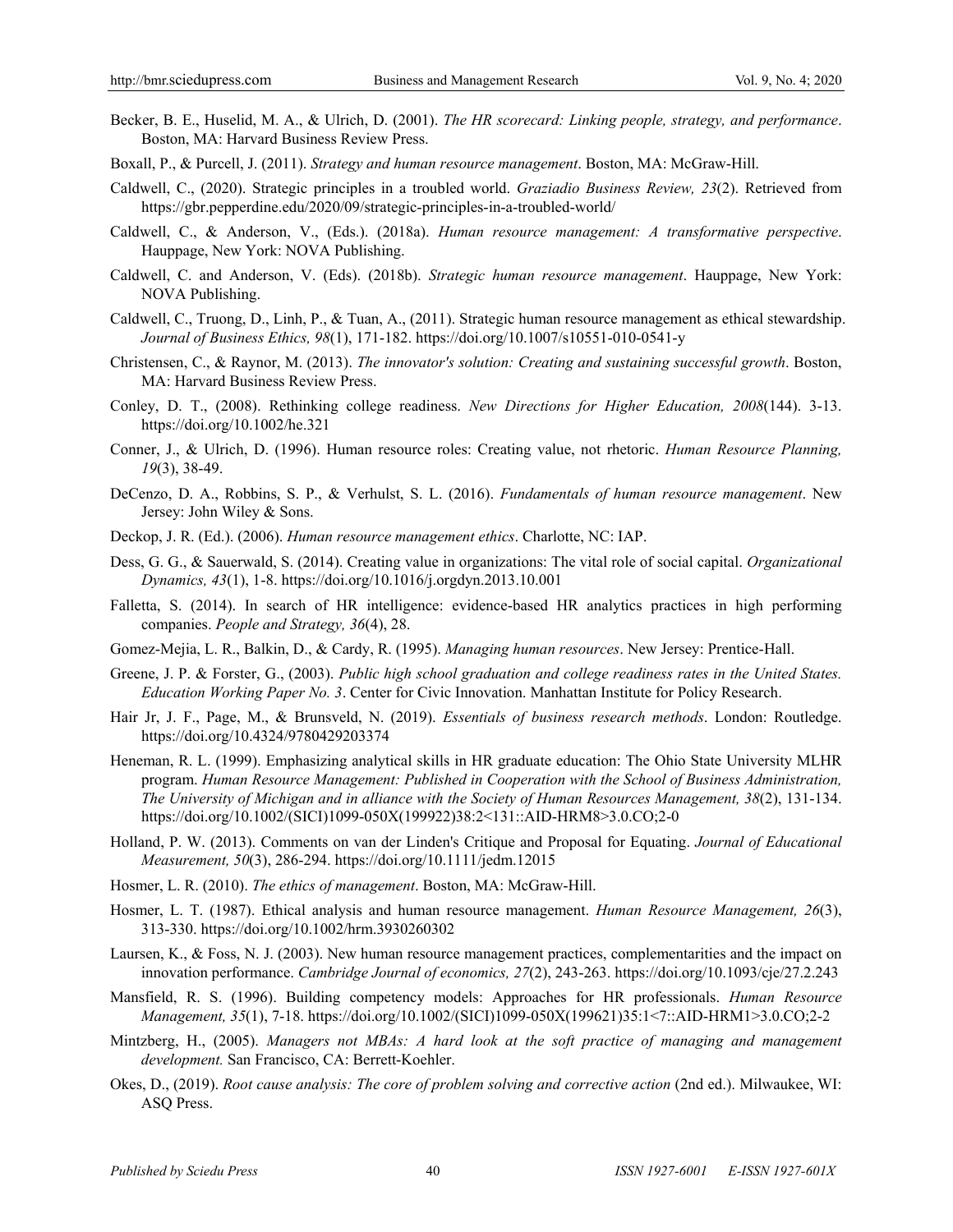Becker, B. E., Huselid, M. A., & Ulrich, D. (2001). *The HR scorecard: Linking people, strategy, and performance*. Boston, MA: Harvard Business Review Press.

Boxall, P., & Purcell, J. (2011). *Strategy and human resource management*. Boston, MA: McGraw-Hill.

Caldwell, C., (2020). Strategic principles in a troubled world. *Graziadio Business Review, 23*(2). Retrieved from https://gbr.pepperdine.edu/2020/09/strategic-principles-in-a-troubled-world/

Caldwell, C., & Anderson, V., (Eds.). (2018a). *Human resource management: A transformative perspective*. Hauppage, New York: NOVA Publishing.

Caldwell, C. and Anderson, V. (Eds). (2018b). *Strategic human resource management*. Hauppage, New York: NOVA Publishing.

Caldwell, C., Truong, D., Linh, P., & Tuan, A., (2011). Strategic human resource management as ethical stewardship. *Journal of Business Ethics, 98*(1), 171-182. https://doi.org/10.1007/s10551-010-0541-y

Christensen, C., & Raynor, M. (2013). *The innovator's solution: Creating and sustaining successful growth*. Boston, MA: Harvard Business Review Press.

Conley, D. T., (2008). Rethinking college readiness. *New Directions for Higher Education, 2008*(144). 3-13. https://doi.org/10.1002/he.321

Conner, J., & Ulrich, D. (1996). Human resource roles: Creating value, not rhetoric. *Human Resource Planning, 19*(3), 38-49.

DeCenzo, D. A., Robbins, S. P., & Verhulst, S. L. (2016). *Fundamentals of human resource management*. New Jersey: John Wiley & Sons.

Deckop, J. R. (Ed.). (2006). *Human resource management ethics*. Charlotte, NC: IAP.

Dess, G. G., & Sauerwald, S. (2014). Creating value in organizations: The vital role of social capital. *Organizational Dynamics, 43*(1), 1-8. https://doi.org/10.1016/j.orgdyn.2013.10.001

Falletta, S. (2014). In search of HR intelligence: evidence-based HR analytics practices in high performing companies. *People and Strategy, 36*(4), 28.

Gomez-Mejia, L. R., Balkin, D., & Cardy, R. (1995). *Managing human resources*. New Jersey: Prentice-Hall.

Greene, J. P. & Forster, G., (2003). *Public high school graduation and college readiness rates in the United States. Education Working Paper No. 3*. Center for Civic Innovation. Manhattan Institute for Policy Research.

Hair Jr, J. F., Page, M., & Brunsveld, N. (2019). *Essentials of business research methods*. London: Routledge. https://doi.org/10.4324/9780429203374

Heneman, R. L. (1999). Emphasizing analytical skills in HR graduate education: The Ohio State University MLHR program. *Human Resource Management: Published in Cooperation with the School of Business Administration, The University of Michigan and in alliance with the Society of Human Resources Management, 38*(2), 131-134. https://doi.org/10.1002/(SICI)1099-050X(199922)38:2<131::AID-HRM8>3.0.CO;2-0

Holland, P. W. (2013). Comments on van der Linden's Critique and Proposal for Equating. *Journal of Educational Measurement, 50*(3), 286-294. https://doi.org/10.1111/jedm.12015

Hosmer, L. R. (2010). *The ethics of management*. Boston, MA: McGraw-Hill.

Hosmer, L. T. (1987). Ethical analysis and human resource management. *Human Resource Management, 26*(3), 313-330. https://doi.org/10.1002/hrm.3930260302

Laursen, K., & Foss, N. J. (2003). New human resource management practices, complementarities and the impact on innovation performance. *Cambridge Journal of economics, 27*(2), 243-263. https://doi.org/10.1093/cje/27.2.243

Mansfield, R. S. (1996). Building competency models: Approaches for HR professionals. *Human Resource Management, 35*(1), 7-18. https://doi.org/10.1002/(SICI)1099-050X(199621)35:1<7::AID-HRM1>3.0.CO;2-2

Mintzberg, H., (2005). *Managers not MBAs: A hard look at the soft practice of managing and management development.* San Francisco, CA: Berrett-Koehler.

Okes, D., (2019). *Root cause analysis: The core of problem solving and corrective action* (2nd ed.). Milwaukee, WI: ASQ Press.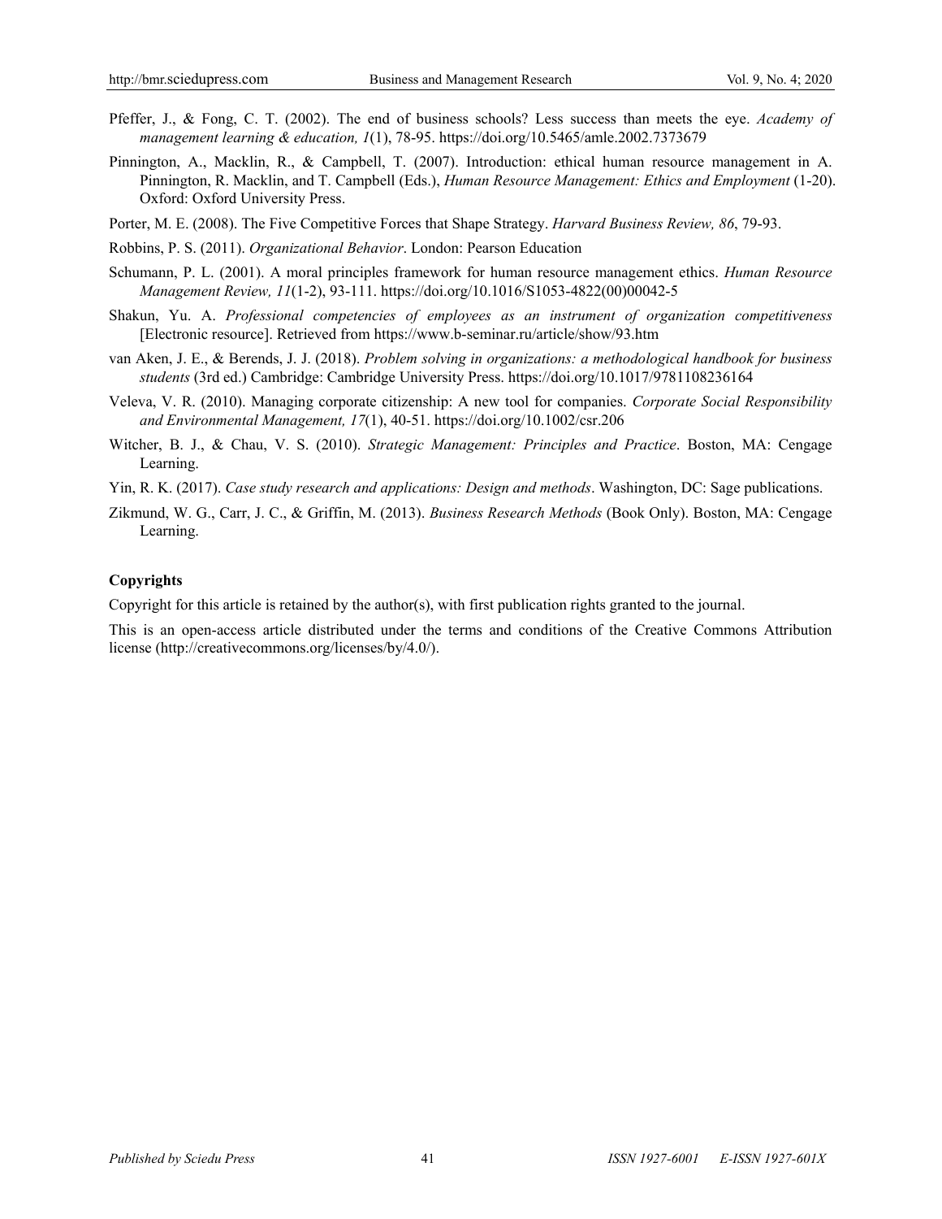Pfeffer, J., & Fong, C. T. (2002). The end of business schools? Less success than meets the eye. *Academy of management learning & education, 1*(1), 78-95. https://doi.org/10.5465/amle.2002.7373679

Pinnington, A., Macklin, R., & Campbell, T. (2007). Introduction: ethical human resource management in A. Pinnington, R. Macklin, and T. Campbell (Eds.), *Human Resource Management: Ethics and Employment* (1-20). Oxford: Oxford University Press.

Porter, M. E. (2008). The Five Competitive Forces that Shape Strategy. *Harvard Business Review, 86*, 79-93.

Robbins, P. S. (2011). *Organizational Behavior*. London: Pearson Education

Schumann, P. L. (2001). A moral principles framework for human resource management ethics. *Human Resource Management Review, 11*(1-2), 93-111. https://doi.org/10.1016/S1053-4822(00)00042-5

Shakun, Yu. A. *Professional competencies of employees as an instrument of organization competitiveness* [Electronic resource]. Retrieved from https://www.b-seminar.ru/article/show/93.htm

van Aken, J. E., & Berends, J. J. (2018). *Problem solving in organizations: a methodological handbook for business students* (3rd ed.) Cambridge: Cambridge University Press. https://doi.org/10.1017/9781108236164

Veleva, V. R. (2010). Managing corporate citizenship: A new tool for companies. *Corporate Social Responsibility and Environmental Management, 17*(1), 40-51. https://doi.org/10.1002/csr.206

Witcher, B. J., & Chau, V. S. (2010). *Strategic Management: Principles and Practice*. Boston, MA: Cengage Learning.

Yin, R. K. (2017). *Case study research and applications: Design and methods*. Washington, DC: Sage publications.

Zikmund, W. G., Carr, J. C., & Griffin, M. (2013). *Business Research Methods* (Book Only). Boston, MA: Cengage Learning.

**Copyrights**

Copyright for this article is retained by the author(s), with first publication rights granted to the journal.

This is an open-access article distributed under the terms and conditions of the Creative Commons Attribution license (http://creativecommons.org/licenses/by/4.0/).